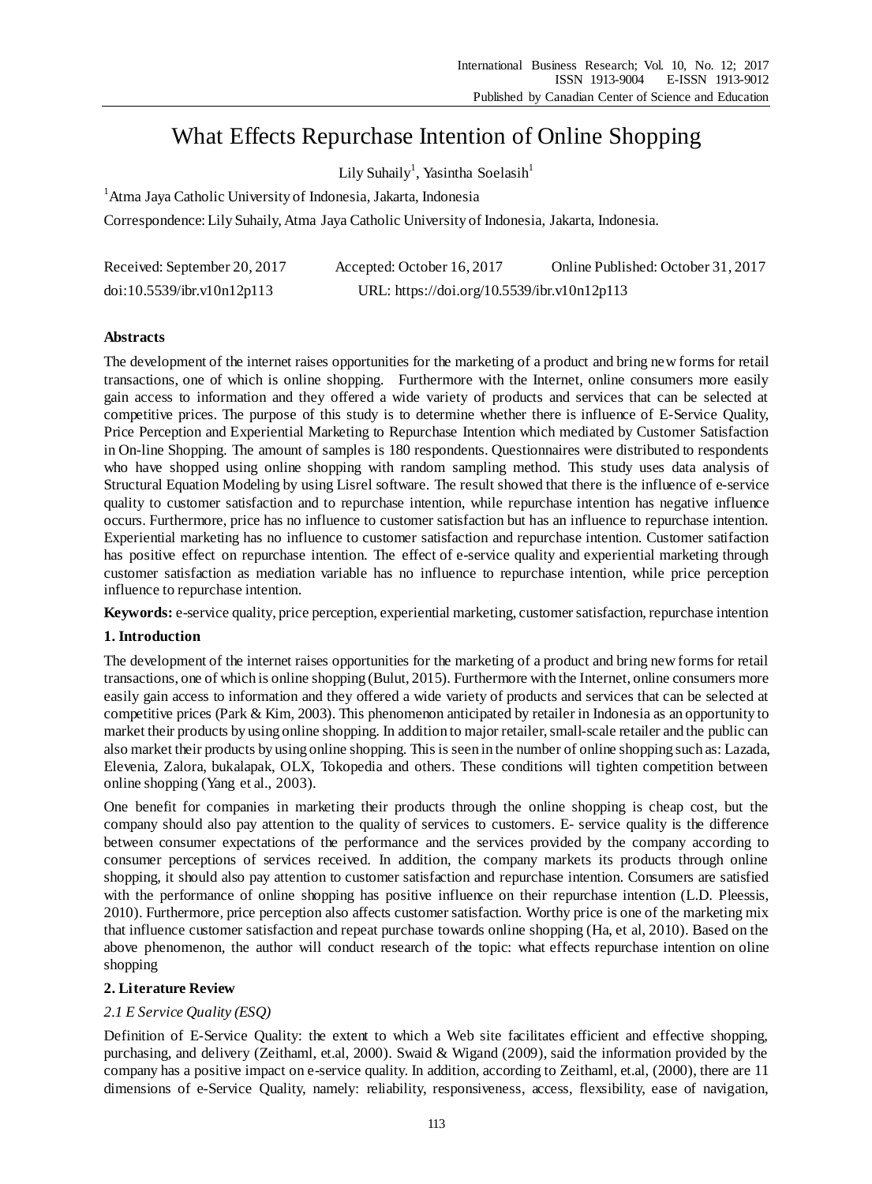# What Effects Repurchase Intention of Online Shopping

Lily Suhaily[1], Yasintha Soelasih[1]

[1]Atma Jaya Catholic University of Indonesia, Jakarta, Indonesia

Correspondence: Lily Suhaily, Atma Jaya Catholic University of Indonesia, Jakarta, Indonesia.

Received: September 20, 2017 Accepted: October 16, 2017 Online Published: October 31, 2017

doi:10.5539/ibr.v10n12p113 URL: https://doi.org/10.5539/ibr.v10n12p113

## Abstracts

The development of the internet raises opportunities for the marketing of a product and bring new forms for retail transactions, one of which is online shopping. Furthermore with the Internet, online consumers more easily gain access to information and they offered a wide variety of products and services that can be selected at competitive prices. The purpose of this study is to determine whether there is influence of E-Service Quality, Price Perception and Experiential Marketing to Repurchase Intention which mediated by Customer Satisfaction in On-line Shopping. The amount of samples is 180 respondents. Questionnaires were distributed to respondents who have shopped using online shopping with random sampling method. This study uses data analysis of Structural Equation Modeling by using Lisrel software. The result showed that there is the influence of e-service quality to customer satisfaction and to repurchase intention, while repurchase intention has negative influence occurs. Furthermore, price has no influence to customer satisfaction but has an influence to repurchase intention. Experiential marketing has no influence to customer satisfaction and repurchase intention. Customer satifaction has positive effect on repurchase intention. The effect of e-service quality and experiential marketing through customer satisfaction as mediation variable has no influence to repurchase intention, while price perception influence to repurchase intention.

**Keywords:** e-service quality, price perception, experiential marketing, customer satisfaction, repurchase intention

## 1. Introduction

The development of the internet raises opportunities for the marketing of a product and bring new forms for retail transactions, one of which is online shopping (Bulut, 2015). Furthermore with the Internet, online consumers more easily gain access to information and they offered a wide variety of products and services that can be selected at competitive prices (Park & Kim, 2003). This phenomenon anticipated by retailer in Indonesia as an opportunity to market their products by using online shopping. In addition to major retailer, small-scale retailer and the public can also market their products by using online shopping. This is seen in the number of online shopping such as: Lazada, Elevenia, Zalora, bukalapak, OLX, Tokopedia and others. These conditions will tighten competition between online shopping (Yang et al., 2003).

One benefit for companies in marketing their products through the online shopping is cheap cost, but the company should also pay attention to the quality of services to customers. E- service quality is the difference between consumer expectations of the performance and the services provided by the company according to consumer perceptions of services received. In addition, the company markets its products through online shopping, it should also pay attention to customer satisfaction and repurchase intention. Consumers are satisfied with the performance of online shopping has positive influence on their repurchase intention (L.D. Pleessis, 2010). Furthermore, price perception also affects customer satisfaction. Worthy price is one of the marketing mix that influence customer satisfaction and repeat purchase towards online shopping (Ha, et al, 2010). Based on the above phenomenon, the author will conduct research of the topic: what effects repurchase intention on oline shopping

## 2. Literature Review

### *2.1 E Service Quality (ESQ)*

Definition of E-Service Quality: the extent to which a Web site facilitates efficient and effective shopping, purchasing, and delivery (Zeithaml, et.al, 2000). Swaid & Wigand (2009), said the information provided by the company has a positive impact on e-service quality. In addition, according to Zeithaml, et.al, (2000), there are 11 dimensions of e-Service Quality, namely: reliability, responsiveness, access, flexsibility, ease of navigation,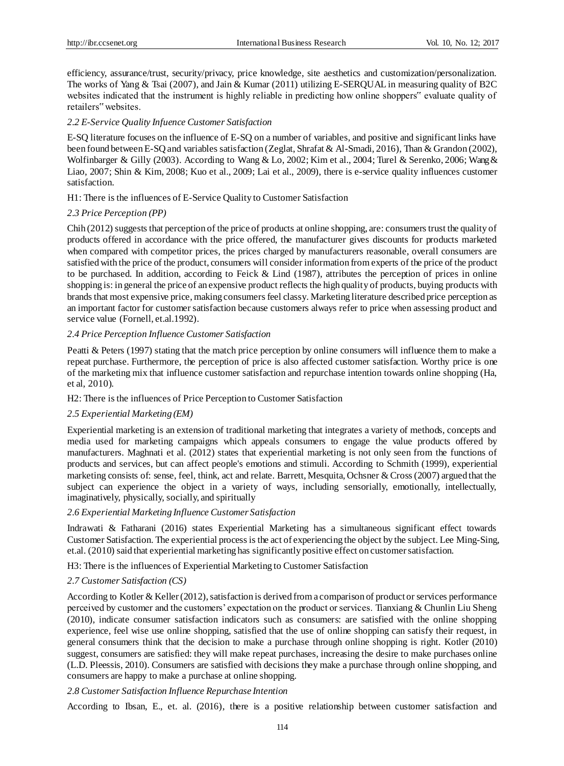efficiency, assurance/trust, security/privacy, price knowledge, site aesthetics and customization/personalization. The works of Yang & Tsai (2007), and Jain & Kumar (2011) utilizing E-SERQUAL in measuring quality of B2C websites indicated that the instrument is highly reliable in predicting how online shoppers" evaluate quality of retailers" websites.

### *2.2 E-Service Quality Infuence Customer Satisfaction*

E-SQ literature focuses on the influence of E-SQ on a number of variables, and positive and significant links have been found between E-SQ and variables satisfaction (Zeglat, Shrafat & Al-Smadi, 2016), Than & Grandon (2002), Wolfinbarger & Gilly (2003). According to Wang & Lo, 2002; Kim et al., 2004; Turel & Serenko, 2006; Wang & Liao, 2007; Shin & Kim, 2008; Kuo et al., 2009; Lai et al., 2009), there is e-service quality influences customer satisfaction.

H1: There is the influences of E-Service Quality to Customer Satisfaction

### *2.3 Price Perception (PP)*

Chih (2012) suggests that perception of the price of products at online shopping, are: consumers trust the quality of products offered in accordance with the price offered, the manufacturer gives discounts for products marketed when compared with competitor prices, the prices charged by manufacturers reasonable, overall consumers are satisfied with the price of the product, consumers will consider information from experts of the price of the product to be purchased. In addition, according to Feick & Lind (1987), attributes the perception of prices in online shopping is: in general the price of an expensive product reflects the high quality of products, buying products with brands that most expensive price, making consumers feel classy. Marketing literature described price perception as an important factor for customer satisfaction because customers always refer to price when assessing product and service value (Fornell, et.al.1992).

### *2.4 Price Perception Influence Customer Satisfaction*

Peatti & Peters (1997) stating that the match price perception by online consumers will influence them to make a repeat purchase. Furthermore, the perception of price is also affected customer satisfaction. Worthy price is one of the marketing mix that influence customer satisfaction and repurchase intention towards online shopping (Ha, et al, 2010).

H2: There is the influences of Price Perception to Customer Satisfaction

### *2.5 Experiential Marketing (EM)*

Experiential marketing is an extension of traditional marketing that integrates a variety of methods, concepts and media used for marketing campaigns which appeals consumers to engage the value products offered by manufacturers. Maghnati et al. (2012) states that experiential marketing is not only seen from the functions of products and services, but can affect people's emotions and stimuli. According to Schmith (1999), experiential marketing consists of: sense, feel, think, act and relate. Barrett, Mesquita, Ochsner & Cross (2007) argued that the subject can experience the object in a variety of ways, including sensorially, emotionally, intellectually, imaginatively, physically, socially, and spiritually

### *2.6 Experiential Marketing Influence Customer Satisfaction*

Indrawati & Fatharani (2016) states Experiential Marketing has a simultaneous significant effect towards Customer Satisfaction. The experiential process is the act of experiencing the object by the subject. Lee Ming-Sing, et.al. (2010) said that experiential marketing has significantly positive effect on customer satisfaction.

H3: There is the influences of Experiential Marketing to Customer Satisfaction

### *2.7 Customer Satisfaction (CS)*

According to Kotler & Keller (2012), satisfaction is derived from a comparison of product or services performance perceived by customer and the customers' expectation on the product or services. Tianxiang & Chunlin Liu Sheng (2010), indicate consumer satisfaction indicators such as consumers: are satisfied with the online shopping experience, feel wise use online shopping, satisfied that the use of online shopping can satisfy their request, in general consumers think that the decision to make a purchase through online shopping is right. Kotler (2010) suggest, consumers are satisfied: they will make repeat purchases, increasing the desire to make purchases online (L.D. Pleessis, 2010). Consumers are satisfied with decisions they make a purchase through online shopping, and consumers are happy to make a purchase at online shopping.

### *2.8 Customer Satisfaction Influence Repurchase Intention*

According to Ibsan, E., et. al. (2016), there is a positive relationship between customer satisfaction and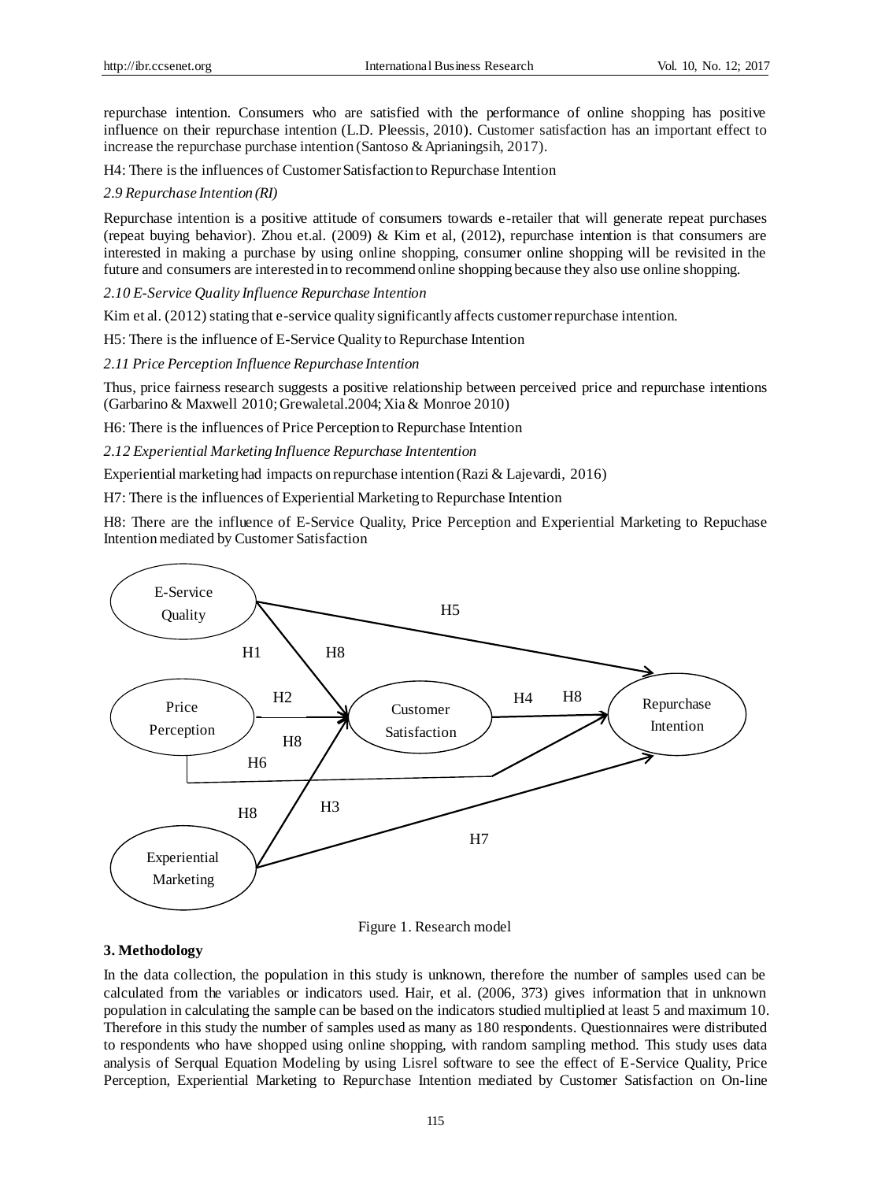repurchase intention. Consumers who are satisfied with the performance of online shopping has positive influence on their repurchase intention (L.D. Pleessis, 2010). Customer satisfaction has an important effect to increase the repurchase purchase intention (Santoso & Aprianingsih, 2017).

H4: There is the influences of Customer Satisfaction to Repurchase Intention

*2.9 Repurchase Intention (RI)*

Repurchase intention is a positive attitude of consumers towards e-retailer that will generate repeat purchases (repeat buying behavior). Zhou et.al. (2009) & Kim et al, (2012), repurchase intention is that consumers are interested in making a purchase by using online shopping, consumer online shopping will be revisited in the future and consumers are interested in to recommend online shopping because they also use online shopping.

*2.10 E-Service Quality Influence Repurchase Intention*

Kim et al. (2012) stating that e-service quality significantly affects customer repurchase intention.

H5: There is the influence of E-Service Quality to Repurchase Intention

*2.11 Price Perception Influence Repurchase Intention*

Thus, price fairness research suggests a positive relationship between perceived price and repurchase intentions (Garbarino & Maxwell 2010; Grewaletal.2004; Xia & Monroe 2010)

H6: There is the influences of Price Perception to Repurchase Intention

*2.12 Experiential Marketing Influence Repurchase Intentention*

Experiential marketing had impacts on repurchase intention (Razi & Lajevardi, 2016)

H7: There is the influences of Experiential Marketing to Repurchase Intention

H8: There are the influence of E-Service Quality, Price Perception and Experiential Marketing to Repuchase Intention mediated by Customer Satisfaction

Figure 1. Research model

**3. Methodology**

In the data collection, the population in this study is unknown, therefore the number of samples used can be calculated from the variables or indicators used. Hair, et al. (2006, 373) gives information that in unknown population in calculating the sample can be based on the indicators studied multiplied at least 5 and maximum 10. Therefore in this study the number of samples used as many as 180 respondents. Questionnaires were distributed to respondents who have shopped using online shopping, with random sampling method. This study uses data analysis of Serqual Equation Modeling by using Lisrel software to see the effect of E-Service Quality, Price Perception, Experiential Marketing to Repurchase Intention mediated by Customer Satisfaction on On-line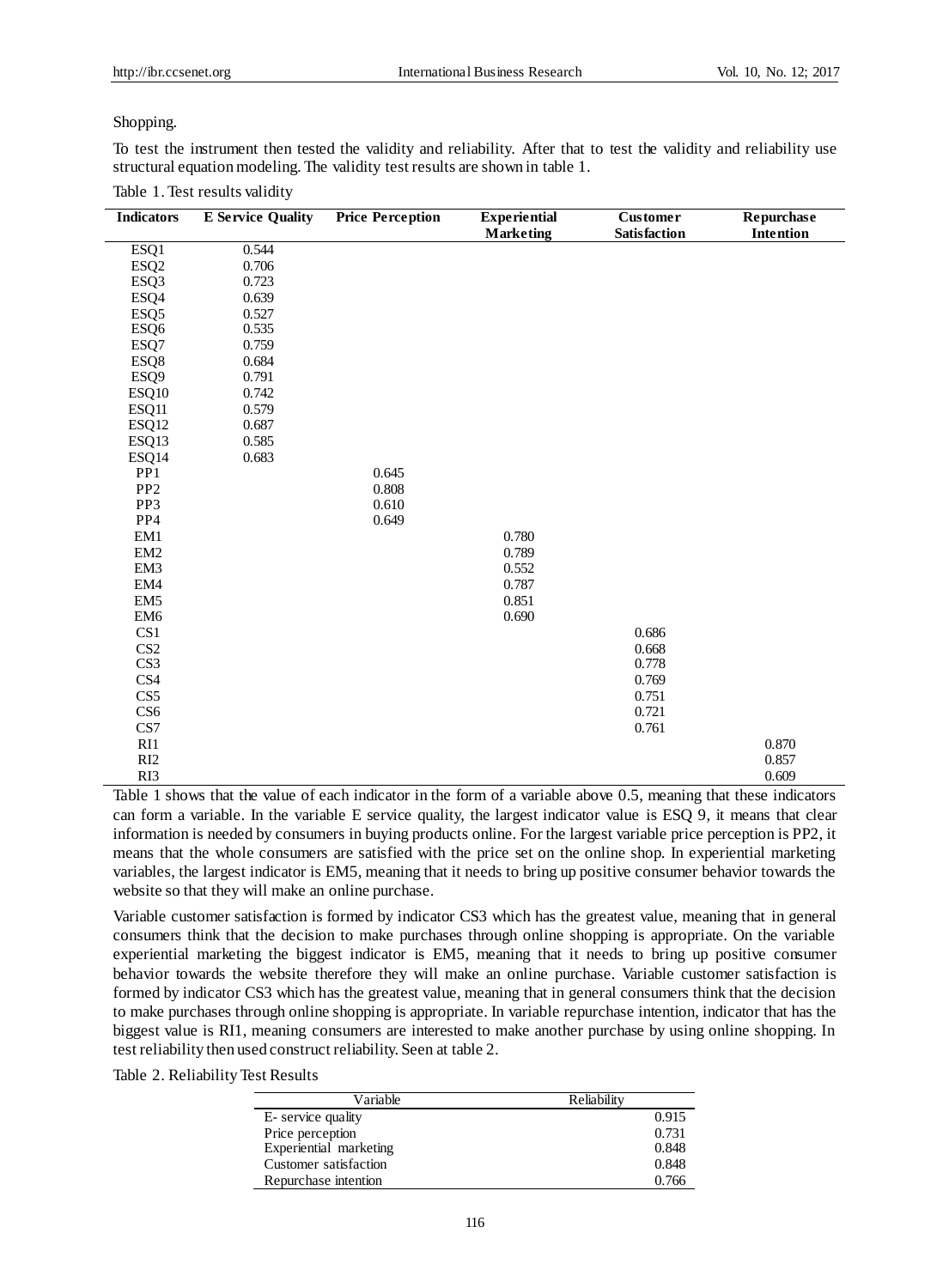Shopping.

To test the instrument then tested the validity and reliability. After that to test the validity and reliability use structural equation modeling. The validity test results are shown in table 1.

Table 1. Test results validity

| Indicators | E Service Quality | Price Perception | Experiential Marketing | Customer Satisfaction | Repurchase Intention |
|---|---|---|---|---|---|
| ESQ1 | 0.544 | | | | |
| ESQ2 | 0.706 | | | | |
| ESQ3 | 0.723 | | | | |
| ESQ4 | 0.639 | | | | |
| ESQ5 | 0.527 | | | | |
| ESQ6 | 0.535 | | | | |
| ESQ7 | 0.759 | | | | |
| ESQ8 | 0.684 | | | | |
| ESQ9 | 0.791 | | | | |
| ESQ10 | 0.742 | | | | |
| ESQ11 | 0.579 | | | | |
| ESQ12 | 0.687 | | | | |
| ESQ13 | 0.585 | | | | |
| ESQ14 | 0.683 | | | | |
| PP1 | | 0.645 | | | |
| PP2 | | 0.808 | | | |
| PP3 | | 0.610 | | | |
| PP4 | | 0.649 | | | |
| EM1 | | | 0.780 | | |
| EM2 | | | 0.789 | | |
| EM3 | | | 0.552 | | |
| EM4 | | | 0.787 | | |
| EM5 | | | 0.851 | | |
| EM6 | | | 0.690 | | |
| CS1 | | | | 0.686 | |
| CS2 | | | | 0.668 | |
| CS3 | | | | 0.778 | |
| CS4 | | | | 0.769 | |
| CS5 | | | | 0.751 | |
| CS6 | | | | 0.721 | |
| CS7 | | | | 0.761 | |
| RI1 | | | | | 0.870 |
| RI2 | | | | | 0.857 |
| RI3 | | | | | 0.609 |

Table 1 shows that the value of each indicator in the form of a variable above 0.5, meaning that these indicators can form a variable. In the variable E service quality, the largest indicator value is ESQ 9, it means that clear information is needed by consumers in buying products online. For the largest variable price perception is PP2, it means that the whole consumers are satisfied with the price set on the online shop. In experiential marketing variables, the largest indicator is EM5, meaning that it needs to bring up positive consumer behavior towards the website so that they will make an online purchase.

Variable customer satisfaction is formed by indicator CS3 which has the greatest value, meaning that in general consumers think that the decision to make purchases through online shopping is appropriate. On the variable experiential marketing the biggest indicator is EM5, meaning that it needs to bring up positive consumer behavior towards the website therefore they will make an online purchase. Variable customer satisfaction is formed by indicator CS3 which has the greatest value, meaning that in general consumers think that the decision to make purchases through online shopping is appropriate. In variable repurchase intention, indicator that has the biggest value is RI1, meaning consumers are interested to make another purchase by using online shopping. In test reliability then used construct reliability. Seen at table 2.

Table 2. Reliability Test Results

| Variable | Reliability |
|---|---|
| E- service quality | 0.915 |
| Price perception | 0.731 |
| Experiential marketing | 0.848 |
| Customer satisfaction | 0.848 |
| Repurchase intention | 0.766 |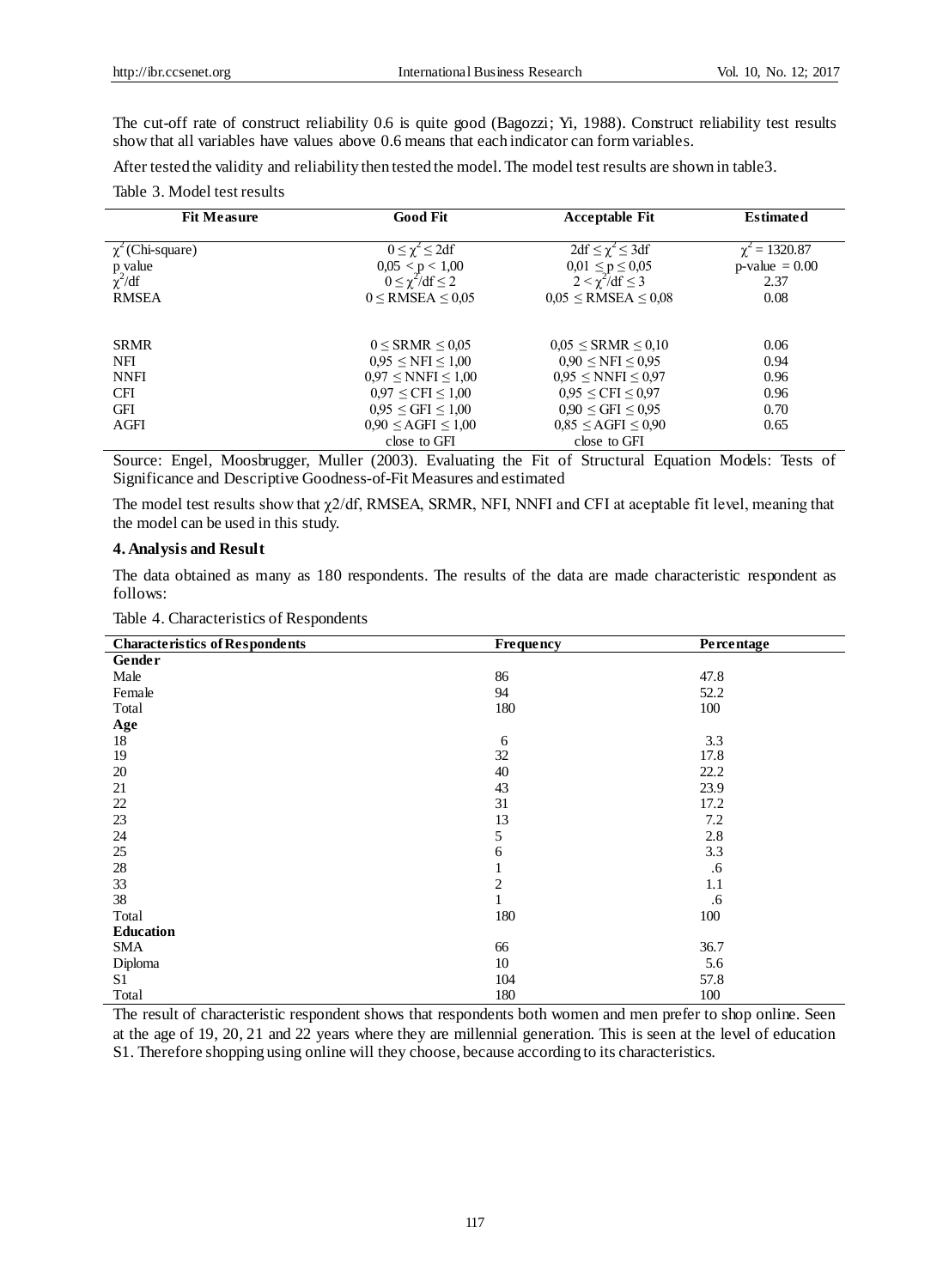The cut-off rate of construct reliability 0.6 is quite good (Bagozzi; Yi, 1988). Construct reliability test results show that all variables have values above 0.6 means that each indicator can form variables.

After tested the validity and reliability then tested the model. The model test results are shown in table3.

Table 3. Model test results

| Fit Measure | Good Fit | Acceptable Fit | Estimated |
|---|---|---|---|
| $\chi^2$ (Chi-square) | $0 \leq \chi^2 \leq 2df$ | $2df \leq \chi^2 \leq 3df$ | $\chi^2 = 1320.87$ |
| p value | $0{,}05 < p < 1{,}00$ | $0{,}01 \leq p \leq 0{,}05$ | p-value = 0.00 |
| $\chi^2$/df | $0 \leq \chi^2/df \leq 2$ | $2 < \chi^2/df \leq 3$ | 2.37 |
| RMSEA | $0 \leq$ RMSEA $\leq 0{,}05$ | $0{,}05 \leq$ RMSEA $\leq 0{,}08$ | 0.08 |
| SRMR | $0 \leq$ SRMR $\leq 0{,}05$ | $0{,}05 \leq$ SRMR $\leq 0{,}10$ | 0.06 |
| NFI | $0{,}95 \leq$ NFI $\leq 1{,}00$ | $0{,}90 \leq$ NFI $\leq 0{,}95$ | 0.94 |
| NNFI | $0{,}97 \leq$ NNFI $\leq 1{,}00$ | $0{,}95 \leq$ NNFI $\leq 0{,}97$ | 0.96 |
| CFI | $0{,}97 \leq$ CFI $\leq 1{,}00$ | $0{,}95 \leq$ CFI $\leq 0{,}97$ | 0.96 |
| GFI | $0{,}95 \leq$ GFI $\leq 1{,}00$ | $0{,}90 \leq$ GFI $\leq 0{,}95$ | 0.70 |
| AGFI | $0{,}90 \leq$ AGFI $\leq 1{,}00$ close to GFI | $0{,}85 \leq$ AGFI $\leq 0{,}90$ close to GFI | 0.65 |

Source: Engel, Moosbrugger, Muller (2003). Evaluating the Fit of Structural Equation Models: Tests of Significance and Descriptive Goodness-of-Fit Measures and estimated

The model test results show that $\chi 2$/df, RMSEA, SRMR, NFI, NNFI and CFI at aceptable fit level, meaning that the model can be used in this study.

## 4. Analysis and Result

The data obtained as many as 180 respondents. The results of the data are made characteristic respondent as follows:

Table 4. Characteristics of Respondents

| Characteristics of Respondents | Frequency | Percentage |
|---|---|---|
| **Gender** | | |
| Male | 86 | 47.8 |
| Female | 94 | 52.2 |
| Total | 180 | 100 |
| **Age** | | |
| 18 | 6 | 3.3 |
| 19 | 32 | 17.8 |
| 20 | 40 | 22.2 |
| 21 | 43 | 23.9 |
| 22 | 31 | 17.2 |
| 23 | 13 | 7.2 |
| 24 | 5 | 2.8 |
| 25 | 6 | 3.3 |
| 28 | 1 | .6 |
| 33 | 2 | 1.1 |
| 38 | 1 | .6 |
| Total | 180 | 100 |
| **Education** | | |
| SMA | 66 | 36.7 |
| Diploma | 10 | 5.6 |
| S1 | 104 | 57.8 |
| Total | 180 | 100 |

The result of characteristic respondent shows that respondents both women and men prefer to shop online. Seen at the age of 19, 20, 21 and 22 years where they are millennial generation. This is seen at the level of education S1. Therefore shopping using online will they choose, because according to its characteristics.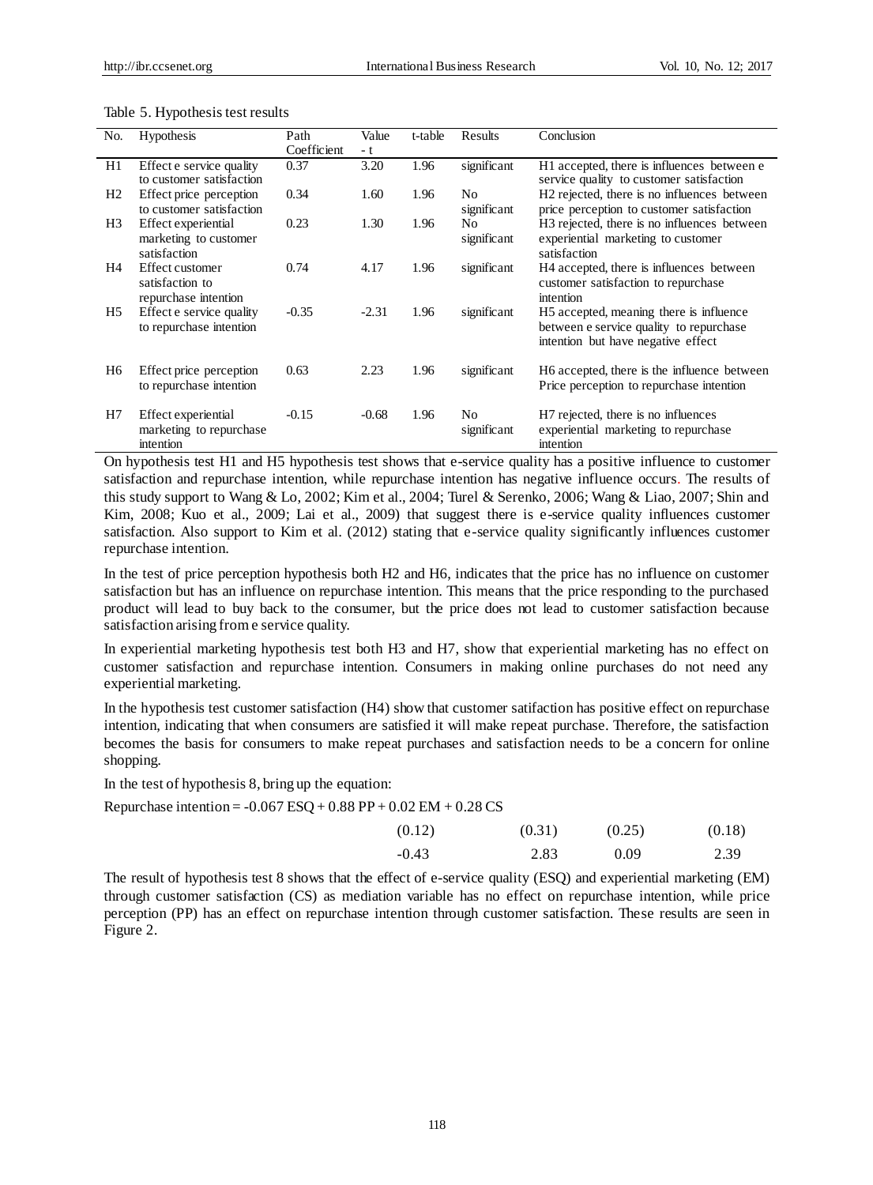Table 5. Hypothesis test results

| No. | Hypothesis | Path Coefficient | Value - t | t-table | Results | Conclusion |
|---|---|---|---|---|---|---|
| H1 | Effect e service quality to customer satisfaction | 0.37 | 3.20 | 1.96 | significant | H1 accepted, there is influences between e service quality to customer satisfaction |
| H2 | Effect price perception to customer satisfaction | 0.34 | 1.60 | 1.96 | No significant | H2 rejected, there is no influences between price perception to customer satisfaction |
| H3 | Effect experiential marketing to customer satisfaction | 0.23 | 1.30 | 1.96 | No significant | H3 rejected, there is no influences between experiential marketing to customer satisfaction |
| H4 | Effect customer satisfaction to repurchase intention | 0.74 | 4.17 | 1.96 | significant | H4 accepted, there is influences between customer satisfaction to repurchase intention |
| H5 | Effect e service quality to repurchase intention | -0.35 | -2.31 | 1.96 | significant | H5 accepted, meaning there is influence between e service quality to repurchase intention but have negative effect |
| H6 | Effect price perception to repurchase intention | 0.63 | 2.23 | 1.96 | significant | H6 accepted, there is the influence between Price perception to repurchase intention |
| H7 | Effect experiential marketing to repurchase intention | -0.15 | -0.68 | 1.96 | No significant | H7 rejected, there is no influences experiential marketing to repurchase intention |

On hypothesis test H1 and H5 hypothesis test shows that e-service quality has a positive influence to customer satisfaction and repurchase intention, while repurchase intention has negative influence occurs. The results of this study support to Wang & Lo, 2002; Kim et al., 2004; Turel & Serenko, 2006; Wang & Liao, 2007; Shin and Kim, 2008; Kuo et al., 2009; Lai et al., 2009) that suggest there is e-service quality influences customer satisfaction. Also support to Kim et al. (2012) stating that e-service quality significantly influences customer repurchase intention.

In the test of price perception hypothesis both H2 and H6, indicates that the price has no influence on customer satisfaction but has an influence on repurchase intention. This means that the price responding to the purchased product will lead to buy back to the consumer, but the price does not lead to customer satisfaction because satisfaction arising from e service quality.

In experiential marketing hypothesis test both H3 and H7, show that experiential marketing has no effect on customer satisfaction and repurchase intention. Consumers in making online purchases do not need any experiential marketing.

In the hypothesis test customer satisfaction (H4) show that customer satifaction has positive effect on repurchase intention, indicating that when consumers are satisfied it will make repeat purchase. Therefore, the satisfaction becomes the basis for consumers to make repeat purchases and satisfaction needs to be a concern for online shopping.

In the test of hypothesis 8, bring up the equation:

$$\text{Repurchase intention} = \underset{\substack{(0.12)\\ -0.43}}{-0.067\,ESQ} + \underset{\substack{(0.31)\\ 2.83}}{0.88\,PP} + \underset{\substack{(0.25)\\ 0.09}}{0.02\,EM} + \underset{\substack{(0.18)\\ 2.39}}{0.28\,CS}$$

The result of hypothesis test 8 shows that the effect of e-service quality (ESQ) and experiential marketing (EM) through customer satisfaction (CS) as mediation variable has no effect on repurchase intention, while price perception (PP) has an effect on repurchase intention through customer satisfaction. These results are seen in Figure 2.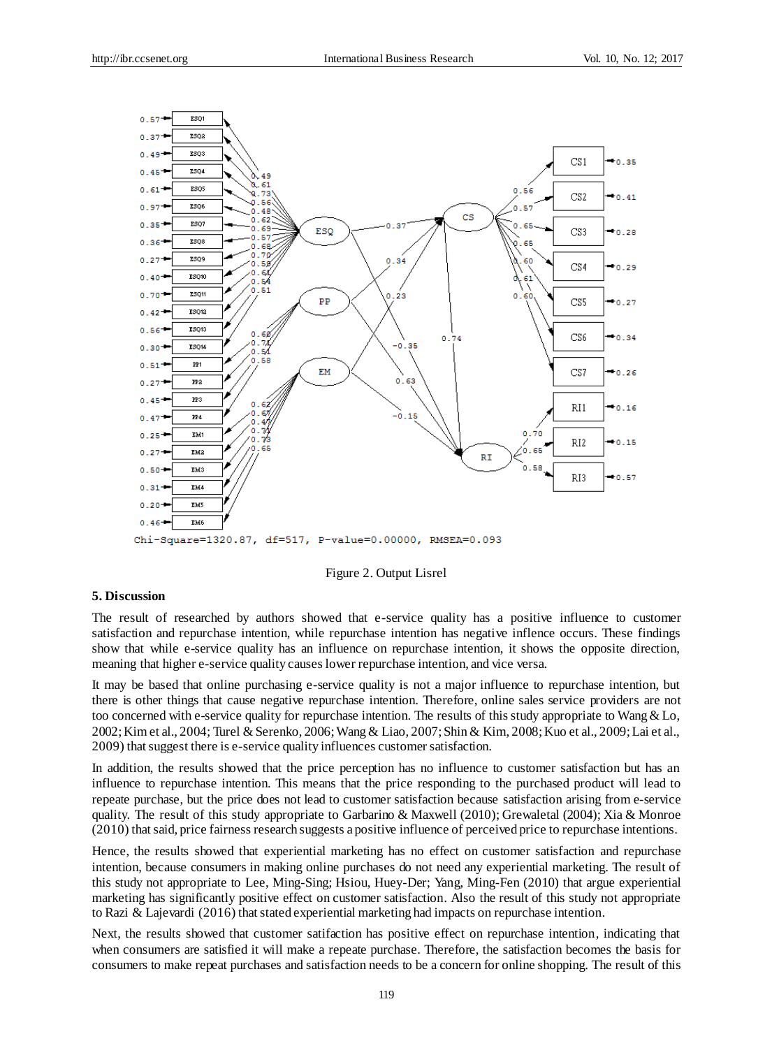Chi-Square=1320.87, df=517, P-value=0.00000, RMSEA=0.093

Figure 2. Output Lisrel

## 5. Discussion

The result of researched by authors showed that e-service quality has a positive influence to customer satisfaction and repurchase intention, while repurchase intention has negative inflence occurs. These findings show that while e-service quality has an influence on repurchase intention, it shows the opposite direction, meaning that higher e-service quality causes lower repurchase intention, and vice versa.

It may be based that online purchasing e-service quality is not a major influence to repurchase intention, but there is other things that cause negative repurchase intention. Therefore, online sales service providers are not too concerned with e-service quality for repurchase intention. The results of this study appropriate to Wang & Lo, 2002; Kim et al., 2004; Turel & Serenko, 2006; Wang & Liao, 2007; Shin & Kim, 2008; Kuo et al., 2009; Lai et al., 2009) that suggest there is e-service quality influences customer satisfaction.

In addition, the results showed that the price perception has no influence to customer satisfaction but has an influence to repurchase intention. This means that the price responding to the purchased product will lead to repeate purchase, but the price does not lead to customer satisfaction because satisfaction arising from e-service quality. The result of this study appropriate to Garbarino & Maxwell (2010); Grewaletal (2004); Xia & Monroe (2010) that said, price fairness research suggests a positive influence of perceived price to repurchase intentions.

Hence, the results showed that experiential marketing has no effect on customer satisfaction and repurchase intention, because consumers in making online purchases do not need any experiential marketing. The result of this study not appropriate to Lee, Ming-Sing; Hsiou, Huey-Der; Yang, Ming-Fen (2010) that argue experiential marketing has significantly positive effect on customer satisfaction. Also the result of this study not appropriate to Razi & Lajevardi (2016) that stated experiential marketing had impacts on repurchase intention.

Next, the results showed that customer satifaction has positive effect on repurchase intention, indicating that when consumers are satisfied it will make a repeate purchase. Therefore, the satisfaction becomes the basis for consumers to make repeat purchases and satisfaction needs to be a concern for online shopping. The result of this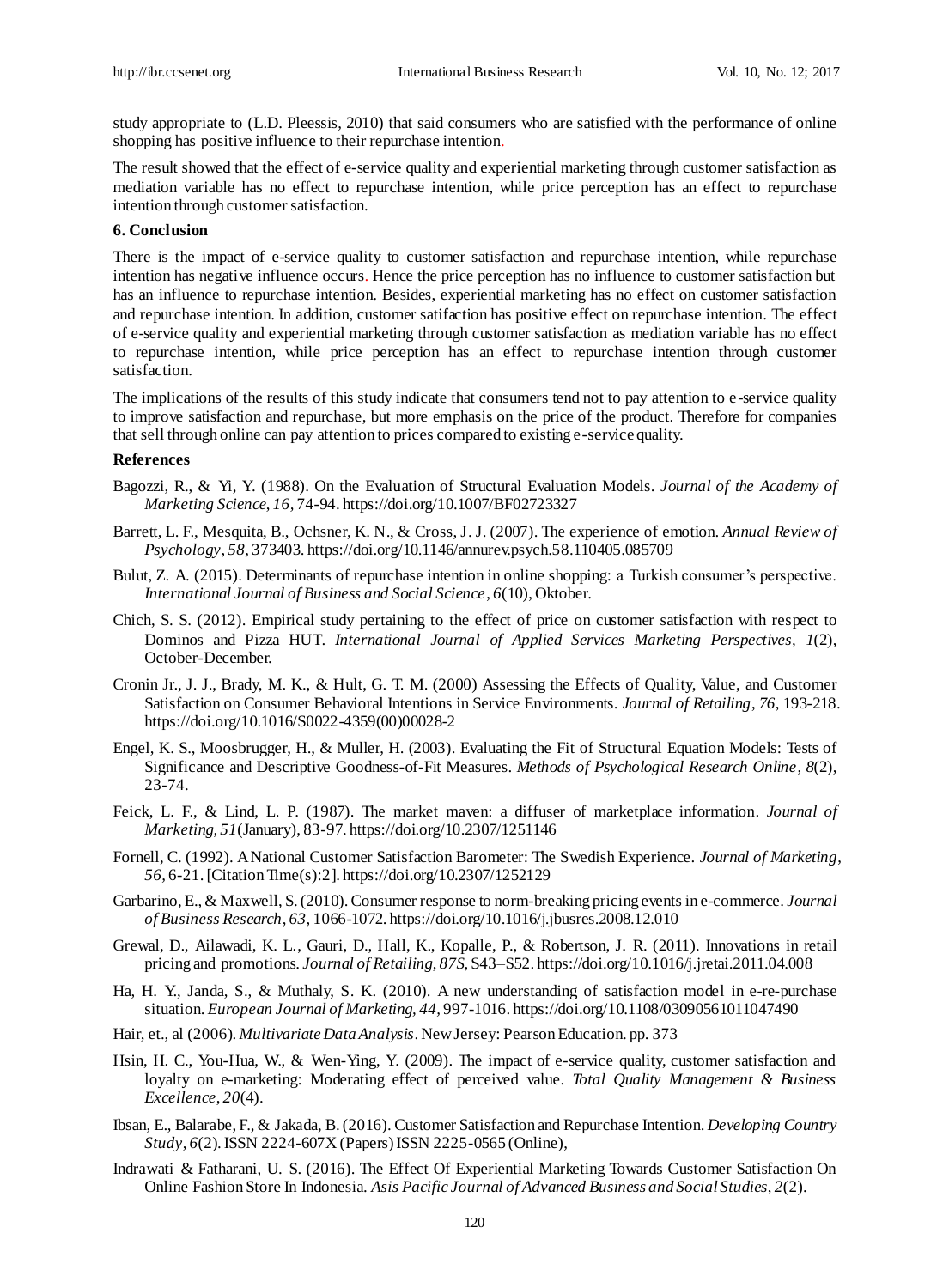study appropriate to (L.D. Pleessis, 2010) that said consumers who are satisfied with the performance of online shopping has positive influence to their repurchase intention.

The result showed that the effect of e-service quality and experiential marketing through customer satisfaction as mediation variable has no effect to repurchase intention, while price perception has an effect to repurchase intention through customer satisfaction.

## 6. Conclusion

There is the impact of e-service quality to customer satisfaction and repurchase intention, while repurchase intention has negative influence occurs. Hence the price perception has no influence to customer satisfaction but has an influence to repurchase intention. Besides, experiential marketing has no effect on customer satisfaction and repurchase intention. In addition, customer satifaction has positive effect on repurchase intention. The effect of e-service quality and experiential marketing through customer satisfaction as mediation variable has no effect to repurchase intention, while price perception has an effect to repurchase intention through customer satisfaction.

The implications of the results of this study indicate that consumers tend not to pay attention to e-service quality to improve satisfaction and repurchase, but more emphasis on the price of the product. Therefore for companies that sell through online can pay attention to prices compared to existing e-service quality.

## References

Bagozzi, R., & Yi, Y. (1988). On the Evaluation of Structural Evaluation Models. *Journal of the Academy of Marketing Science*, *16*, 74-94. https://doi.org/10.1007/BF02723327

Barrett, L. F., Mesquita, B., Ochsner, K. N., & Cross, J. J. (2007). The experience of emotion. *Annual Review of Psychology, 58,* 373403. https://doi.org/10.1146/annurev.psych.58.110405.085709

Bulut, Z. A. (2015). Determinants of repurchase intention in online shopping: a Turkish consumer's perspective. *International Journal of Business and Social Science*, *6*(10), Oktober.

Chich, S. S. (2012). Empirical study pertaining to the effect of price on customer satisfaction with respect to Dominos and Pizza HUT. *International Journal of Applied Services Marketing Perspectives*, *1*(2), October-December.

Cronin Jr., J. J., Brady, M. K., & Hult, G. T. M. (2000) Assessing the Effects of Quality, Value, and Customer Satisfaction on Consumer Behavioral Intentions in Service Environments. *Journal of Retailing*, *76,* 193-218. https://doi.org/10.1016/S0022-4359(00)00028-2

Engel, K. S., Moosbrugger, H., & Muller, H. (2003). Evaluating the Fit of Structural Equation Models: Tests of Significance and Descriptive Goodness-of-Fit Measures. *Methods of Psychological Research Online, 8*(2), 23-74.

Feick, L. F., & Lind, L. P. (1987). The market maven: a diffuser of marketplace information. *Journal of Marketing, 51*(January), 83-97. https://doi.org/10.2307/1251146

Fornell, C. (1992). A National Customer Satisfaction Barometer: The Swedish Experience. *Journal of Marketing*, *56,* 6-21. [Citation Time(s):2]. https://doi.org/10.2307/1252129

Garbarino, E., & Maxwell, S. (2010). Consumer response to norm-breaking pricing events in e-commerce. *Journal of Business Research*, *63,* 1066-1072. https://doi.org/10.1016/j.jbusres.2008.12.010

Grewal, D., Ailawadi, K. L., Gauri, D., Hall, K., Kopalle, P., & Robertson, J. R. (2011). Innovations in retail pricing and promotions. *Journal of Retailing*, *87S,* S43–S52. https://doi.org/10.1016/j.jretai.2011.04.008

Ha, H. Y., Janda, S., & Muthaly, S. K. (2010). A new understanding of satisfaction model in e-re-purchase situation. *European Journal of Marketing, 44,* 997-1016. https://doi.org/10.1108/03090561011047490

Hair, et., al (2006). *Multivariate Data Analysis*. New Jersey: Pearson Education. pp. 373

Hsin, H. C., You-Hua, W., & Wen-Ying, Y. (2009). The impact of e-service quality, customer satisfaction and loyalty on e-marketing: Moderating effect of perceived value. *Total Quality Management & Business Excellence*, *20*(4).

Ibsan, E., Balarabe, F., & Jakada, B. (2016). Customer Satisfaction and Repurchase Intention. *Developing Country Study*, *6*(2). ISSN 2224-607X (Papers) ISSN 2225-0565 (Online),

Indrawati & Fatharani, U. S. (2016). The Effect Of Experiential Marketing Towards Customer Satisfaction On Online Fashion Store In Indonesia. *Asis Pacific Journal of Advanced Business and Social Studies*, *2*(2).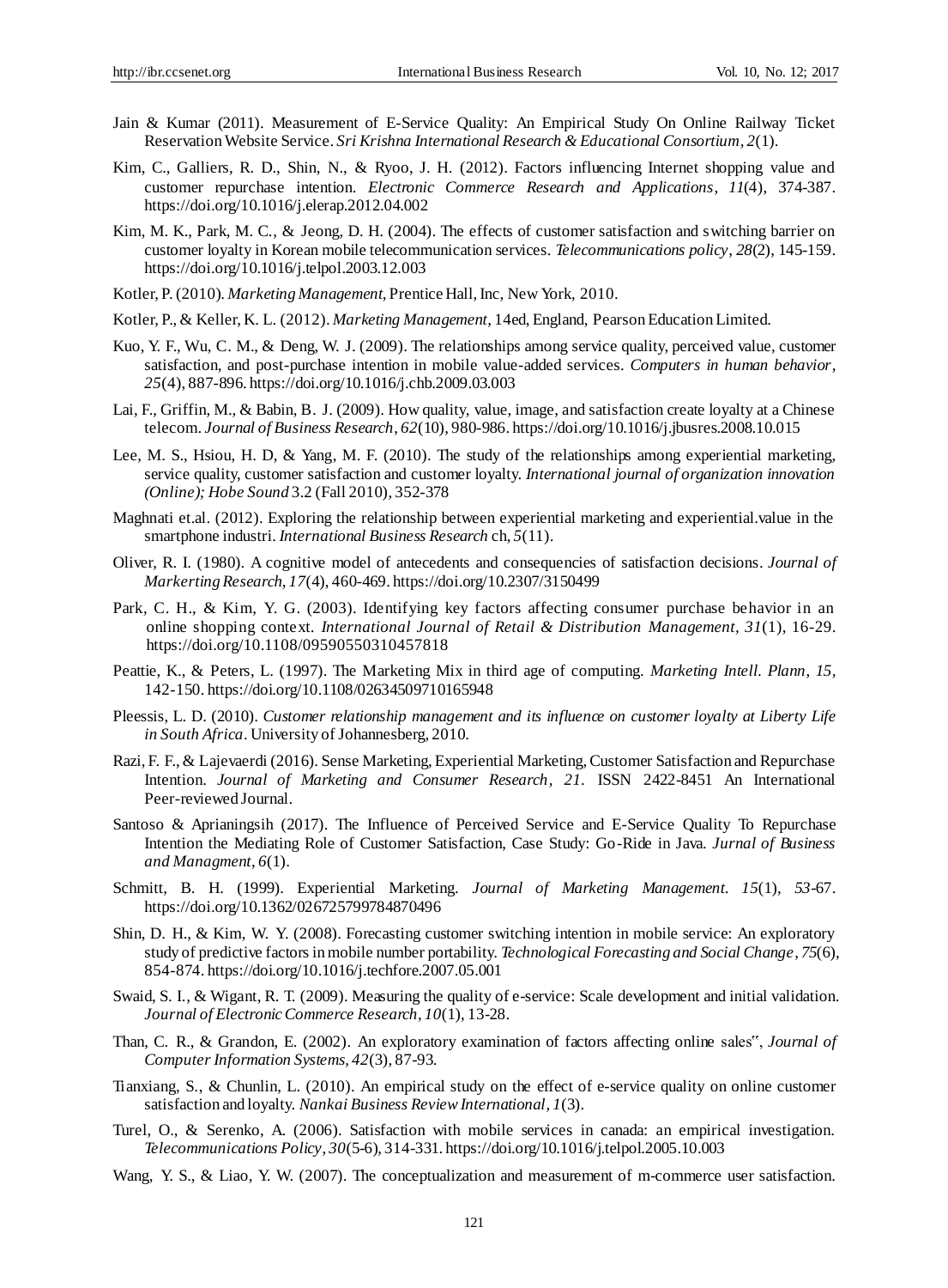Jain & Kumar (2011). Measurement of E-Service Quality: An Empirical Study On Online Railway Ticket Reservation Website Service. *Sri Krishna International Research & Educational Consortium*, *2*(1).

Kim, C., Galliers, R. D., Shin, N., & Ryoo, J. H. (2012). Factors influencing Internet shopping value and customer repurchase intention. *Electronic Commerce Research and Applications*, *11*(4), 374-387. https://doi.org/10.1016/j.elerap.2012.04.002

Kim, M. K., Park, M. C., & Jeong, D. H. (2004). The effects of customer satisfaction and switching barrier on customer loyalty in Korean mobile telecommunication services. *Telecommunications policy*, *28*(2), 145-159. https://doi.org/10.1016/j.telpol.2003.12.003

Kotler, P. (2010). *Marketing Management*, Prentice Hall, Inc, New York, 2010.

Kotler, P., & Keller, K. L. (2012). *Marketing Management*, 14ed, England, Pearson Education Limited.

Kuo, Y. F., Wu, C. M., & Deng, W. J. (2009). The relationships among service quality, perceived value, customer satisfaction, and post-purchase intention in mobile value-added services. *Computers in human behavior*, *25*(4), 887-896. https://doi.org/10.1016/j.chb.2009.03.003

Lai, F., Griffin, M., & Babin, B. J. (2009). How quality, value, image, and satisfaction create loyalty at a Chinese telecom. *Journal of Business Research*, *62*(10), 980-986. https://doi.org/10.1016/j.jbusres.2008.10.015

Lee, M. S., Hsiou, H. D, & Yang, M. F. (2010). The study of the relationships among experiential marketing, service quality, customer satisfaction and customer loyalty. *International journal of organization innovation (Online); Hobe Sound* 3.2 (Fall 2010), 352-378

Maghnati et.al. (2012). Exploring the relationship between experiential marketing and experiential.value in the smartphone industri. *International Business Research* ch, *5*(11).

Oliver, R. I. (1980). A cognitive model of antecedents and consequencies of satisfaction decisions. *Journal of Markerting Research*, *17*(4), 460-469. https://doi.org/10.2307/3150499

Park, C. H., & Kim, Y. G. (2003). Identifying key factors affecting consumer purchase behavior in an online shopping context. *International Journal of Retail & Distribution Management, 31*(1), 16-29. https://doi.org/10.1108/09590550310457818

Peattie, K., & Peters, L. (1997). The Marketing Mix in third age of computing. *Marketing Intell. Plann*, *15*, 142-150. https://doi.org/10.1108/02634509710165948

Pleessis, L. D. (2010). *Customer relationship management and its influence on customer loyalty at Liberty Life in South Africa*. University of Johannesberg, 2010.

Razi, F. F., & Lajevaerdi (2016). Sense Marketing, Experiential Marketing, Customer Satisfaction and Repurchase Intention. *Journal of Marketing and Consumer Research*, *21*. ISSN 2422-8451 An International Peer-reviewed Journal.

Santoso & Aprianingsih (2017). The Influence of Perceived Service and E-Service Quality To Repurchase Intention the Mediating Role of Customer Satisfaction, Case Study: Go-Ride in Java. *Jurnal of Business and Managment*, *6*(1).

Schmitt, B. H. (1999). Experiential Marketing. *Journal of Marketing Management*. *15*(1), *53*-67. https://doi.org/10.1362/026725799784870496

Shin, D. H., & Kim, W. Y. (2008). Forecasting customer switching intention in mobile service: An exploratory study of predictive factors in mobile number portability. *Technological Forecasting and Social Change*, *75*(6), 854-874. https://doi.org/10.1016/j.techfore.2007.05.001

Swaid, S. I., & Wigant, R. T. (2009). Measuring the quality of e-service: Scale development and initial validation. *Journal of Electronic Commerce Research*, *10*(1), 13-28.

Than, C. R., & Grandon, E. (2002). An exploratory examination of factors affecting online sales", *Journal of Computer Information Systems*, *42*(3), 87-93.

Tianxiang, S., & Chunlin, L. (2010). An empirical study on the effect of e-service quality on online customer satisfaction and loyalty. *Nankai Business Review International*, *1*(3).

Turel, O., & Serenko, A. (2006). Satisfaction with mobile services in canada: an empirical investigation. *Telecommunications Policy*, *30*(5-6), 314-331. https://doi.org/10.1016/j.telpol.2005.10.003

Wang, Y. S., & Liao, Y. W. (2007). The conceptualization and measurement of m-commerce user satisfaction.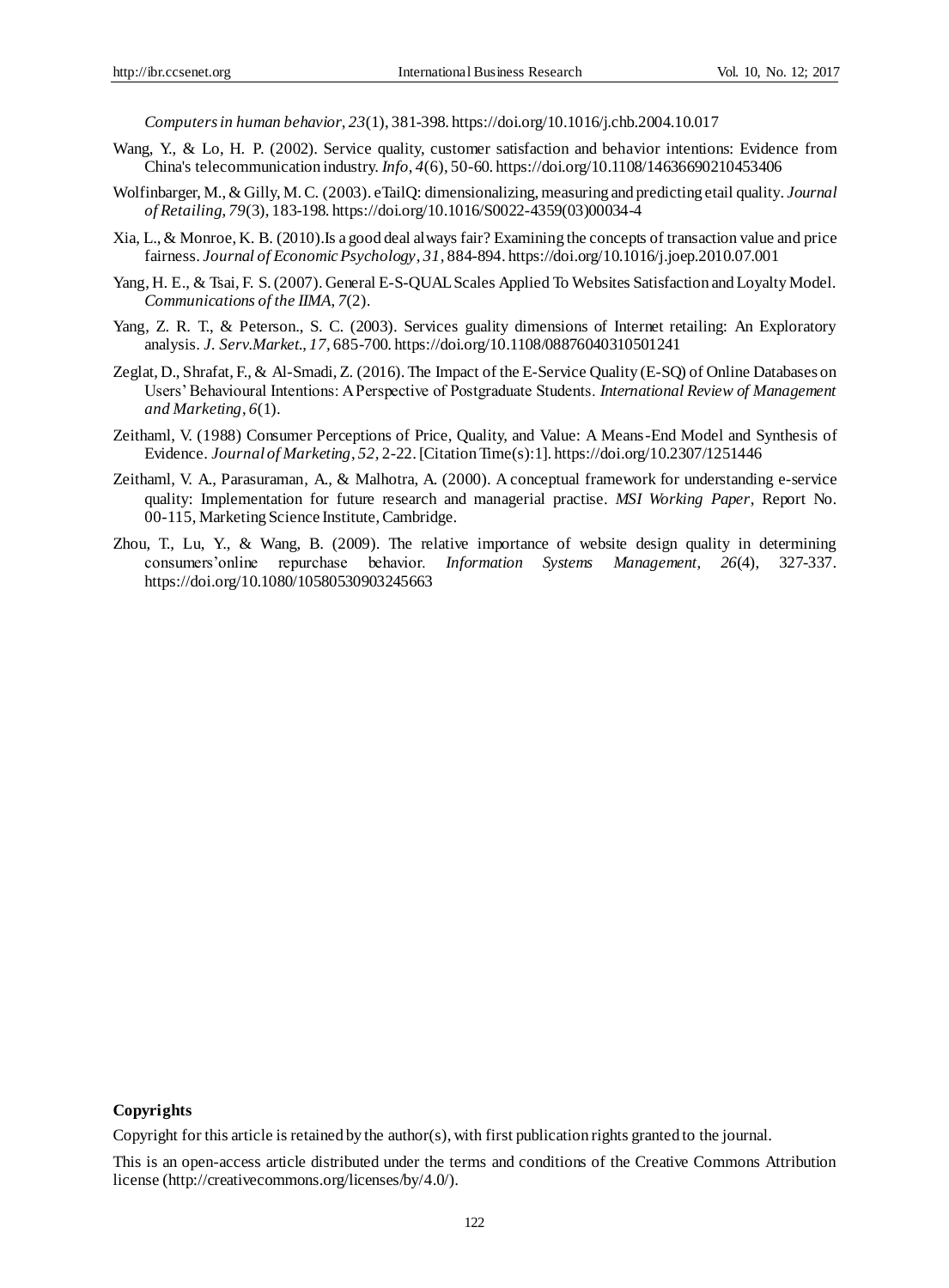*Computers in human behavior*, *23*(1), 381-398. https://doi.org/10.1016/j.chb.2004.10.017

Wang, Y., & Lo, H. P. (2002). Service quality, customer satisfaction and behavior intentions: Evidence from China's telecommunication industry. *Info*, *4*(6), 50-60. https://doi.org/10.1108/14636690210453406

Wolfinbarger, M., & Gilly, M. C. (2003). eTailQ: dimensionalizing, measuring and predicting etail quality. *Journal of Retailing*, *79*(3), 183-198. https://doi.org/10.1016/S0022-4359(03)00034-4

Xia, L., & Monroe, K. B. (2010).Is a good deal always fair? Examining the concepts of transaction value and price fairness. *Journal of Economic Psychology*, *31*, 884-894. https://doi.org/10.1016/j.joep.2010.07.001

Yang, H. E., & Tsai, F. S. (2007). General E-S-QUAL Scales Applied To Websites Satisfaction and Loyalty Model. *Communications of the IIMA*, *7*(2).

Yang, Z. R. T., & Peterson., S. C. (2003). Services guality dimensions of Internet retailing: An Exploratory analysis. *J. Serv.Market.*, *17*, 685-700. https://doi.org/10.1108/08876040310501241

Zeglat, D., Shrafat, F., & Al-Smadi, Z. (2016). The Impact of the E-Service Quality (E-SQ) of Online Databases on Users' Behavioural Intentions: A Perspective of Postgraduate Students. *International Review of Management and Marketing*, *6*(1).

Zeithaml, V. (1988) Consumer Perceptions of Price, Quality, and Value: A Means-End Model and Synthesis of Evidence. *Journal of Marketing*, *52*, 2-22. [Citation Time(s):1]. https://doi.org/10.2307/1251446

Zeithaml, V. A., Parasuraman, A., & Malhotra, A. (2000). A conceptual framework for understanding e-service quality: Implementation for future research and managerial practise. *MSI Working Paper*, Report No. 00-115, Marketing Science Institute, Cambridge.

Zhou, T., Lu, Y., & Wang, B. (2009). The relative importance of website design quality in determining consumers'online repurchase behavior. *Information Systems Management*, *26*(4), 327-337. https://doi.org/10.1080/10580530903245663

**Copyrights**

Copyright for this article is retained by the author(s), with first publication rights granted to the journal.

This is an open-access article distributed under the terms and conditions of the Creative Commons Attribution license (http://creativecommons.org/licenses/by/4.0/).